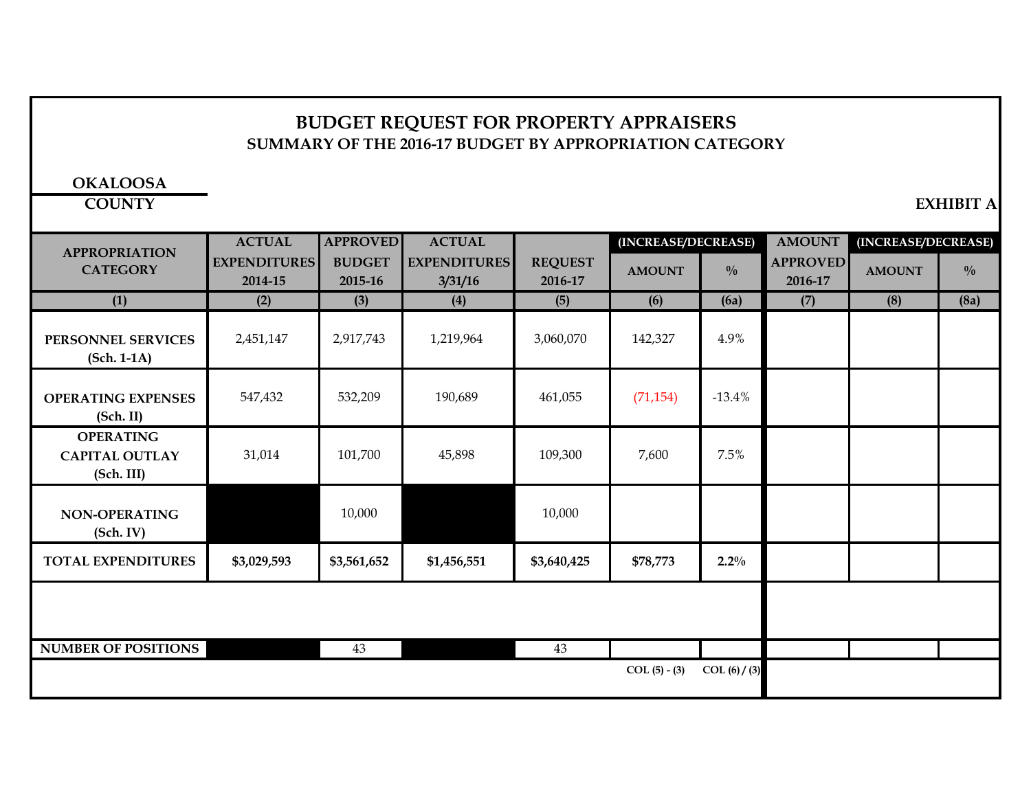# BUDGET REQUEST FOR PROPERTY APPRAISERS

## SUMMARY OF THE 2016-17 BUDGET BY APPROPRIATION CATEGORY

**OKALOOSA**
**COUNTY**

**EXHIBIT A**

| APPROPRIATION CATEGORY | ACTUAL EXPENDITURES 2014-15 | APPROVED BUDGET 2015-16 | ACTUAL EXPENDITURES 3/31/16 | REQUEST 2016-17 | (INCREASE/DECREASE) AMOUNT | (INCREASE/DECREASE) % | AMOUNT APPROVED 2016-17 | (INCREASE/DECREASE) AMOUNT | (INCREASE/DECREASE) % |
|---|---|---|---|---|---|---|---|---|---|
| (1) | (2) | (3) | (4) | (5) | (6) | (6a) | (7) | (8) | (8a) |
| PERSONNEL SERVICES (Sch. 1-1A) | 2,451,147 | 2,917,743 | 1,219,964 | 3,060,070 | 142,327 | 4.9% | | | |
| OPERATING EXPENSES (Sch. II) | 547,432 | 532,209 | 190,689 | 461,055 | (71,154) | -13.4% | | | |
| OPERATING CAPITAL OUTLAY (Sch. III) | 31,014 | 101,700 | 45,898 | 109,300 | 7,600 | 7.5% | | | |
| NON-OPERATING (Sch. IV) | | 10,000 | | 10,000 | | | | | |
| **TOTAL EXPENDITURES** | **$3,029,593** | **$3,561,652** | **$1,456,551** | **$3,640,425** | **$78,773** | **2.2%** | | | |
| NUMBER OF POSITIONS | | 43 | | 43 | | | | | |
| | | | | | COL (5) - (3) | COL (6) / (3) | | | |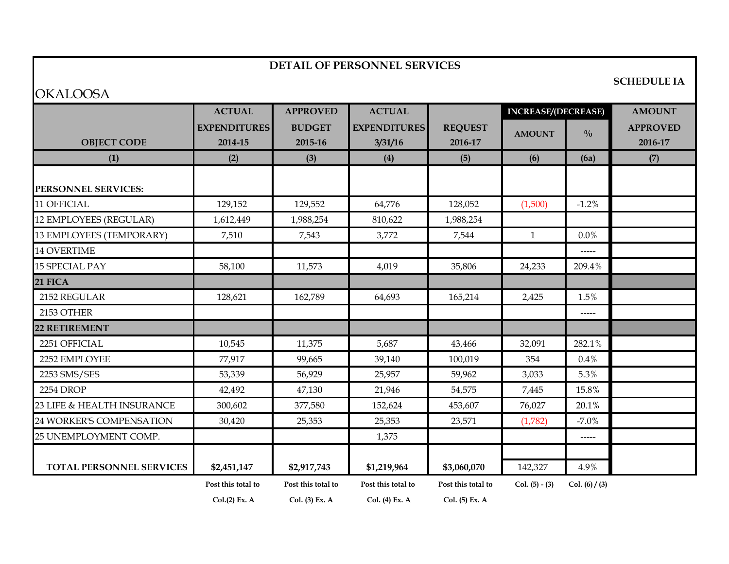# DETAIL OF PERSONNEL SERVICES

**SCHEDULE IA**

OKALOOSA

| OBJECT CODE | ACTUAL EXPENDITURES 2014-15 | APPROVED BUDGET 2015-16 | ACTUAL EXPENDITURES 3/31/16 | REQUEST 2016-17 | INCREASE/(DECREASE) AMOUNT | INCREASE/(DECREASE) % | AMOUNT APPROVED 2016-17 |
|---|---|---|---|---|---|---|---|
| (1) | (2) | (3) | (4) | (5) | (6) | (6a) | (7) |
| **PERSONNEL SERVICES:** | | | | | | | |
| 11 OFFICIAL | 129,152 | 129,552 | 64,776 | 128,052 | (1,500) | -1.2% | |
| 12 EMPLOYEES (REGULAR) | 1,612,449 | 1,988,254 | 810,622 | 1,988,254 | | | |
| 13 EMPLOYEES (TEMPORARY) | 7,510 | 7,543 | 3,772 | 7,544 | 1 | 0.0% | |
| 14 OVERTIME | | | | | | ----- | |
| 15 SPECIAL PAY | 58,100 | 11,573 | 4,019 | 35,806 | 24,233 | 209.4% | |
| **21 FICA** | | | | | | | |
| 2152 REGULAR | 128,621 | 162,789 | 64,693 | 165,214 | 2,425 | 1.5% | |
| 2153 OTHER | | | | | | ----- | |
| **22 RETIREMENT** | | | | | | | |
| 2251 OFFICIAL | 10,545 | 11,375 | 5,687 | 43,466 | 32,091 | 282.1% | |
| 2252 EMPLOYEE | 77,917 | 99,665 | 39,140 | 100,019 | 354 | 0.4% | |
| 2253 SMS/SES | 53,339 | 56,929 | 25,957 | 59,962 | 3,033 | 5.3% | |
| 2254 DROP | 42,492 | 47,130 | 21,946 | 54,575 | 7,445 | 15.8% | |
| 23 LIFE & HEALTH INSURANCE | 300,602 | 377,580 | 152,624 | 453,607 | 76,027 | 20.1% | |
| 24 WORKER'S COMPENSATION | 30,420 | 25,353 | 25,353 | 23,571 | (1,782) | -7.0% | |
| 25 UNEMPLOYMENT COMP. | | | 1,375 | | | ----- | |
| **TOTAL PERSONNEL SERVICES** | **$2,451,147** | **$2,917,743** | **$1,219,964** | **$3,060,070** | 142,327 | 4.9% | |
| | Post this total to Col.(2) Ex. A | Post this total to Col. (3) Ex. A | Post this total to Col. (4) Ex. A | Post this total to Col. (5) Ex. A | Col. (5) - (3) | Col. (6) / (3) | |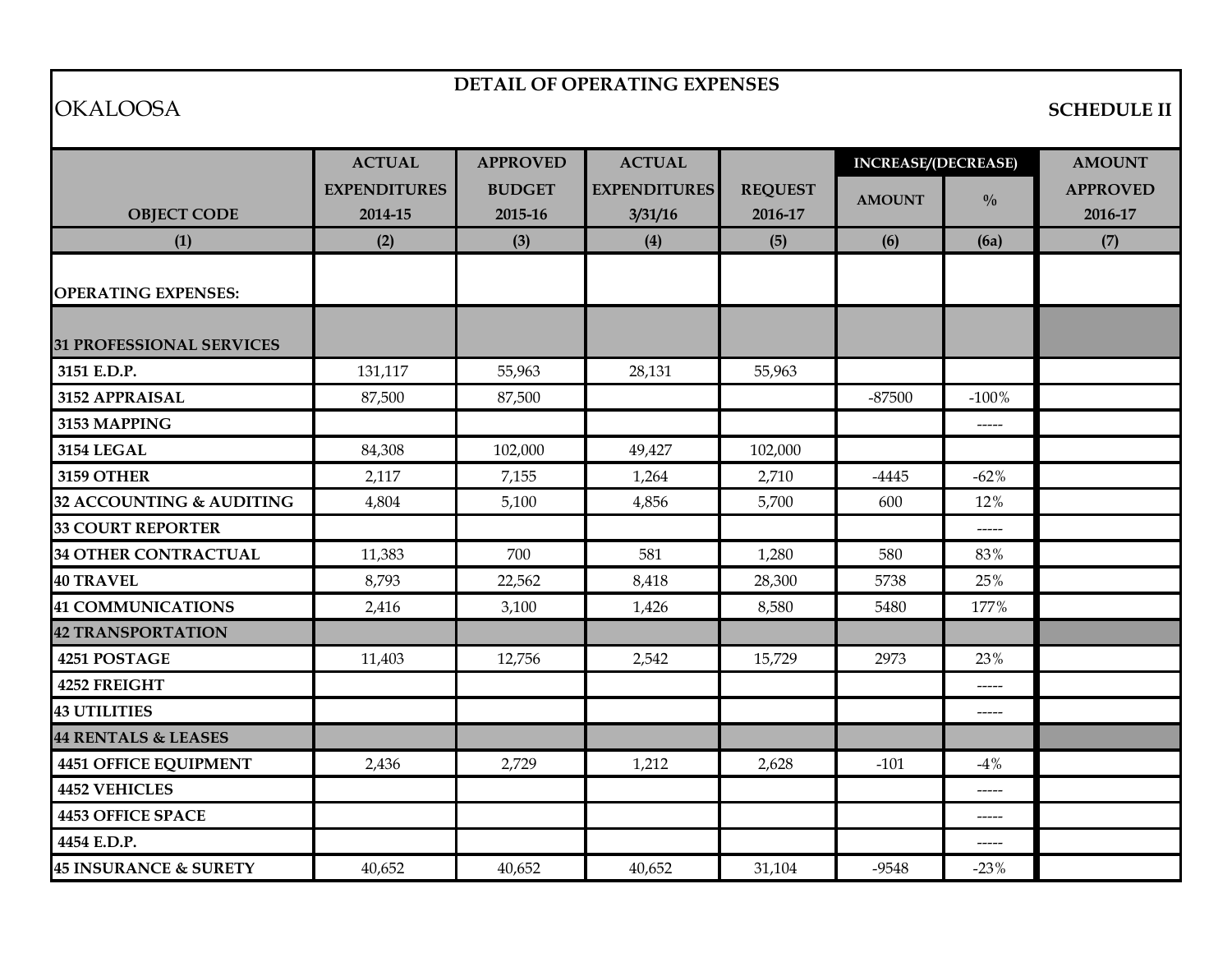## DETAIL OF OPERATING EXPENSES

OKALOOSA

**SCHEDULE II**

| OBJECT CODE | ACTUAL EXPENDITURES 2014-15 | APPROVED BUDGET 2015-16 | ACTUAL EXPENDITURES 3/31/16 | REQUEST 2016-17 | INCREASE/(DECREASE) AMOUNT | % | AMOUNT APPROVED 2016-17 |
|---|---|---|---|---|---|---|---|
| (1) | (2) | (3) | (4) | (5) | (6) | (6a) | (7) |
| **OPERATING EXPENSES:** | | | | | | | |
| **31 PROFESSIONAL SERVICES** | | | | | | | |
| 3151 E.D.P. | 131,117 | 55,963 | 28,131 | 55,963 | | | |
| 3152 APPRAISAL | 87,500 | 87,500 | | | -87500 | -100% | |
| 3153 MAPPING | | | | | | ----- | |
| 3154 LEGAL | 84,308 | 102,000 | 49,427 | 102,000 | | | |
| 3159 OTHER | 2,117 | 7,155 | 1,264 | 2,710 | -4445 | -62% | |
| 32 ACCOUNTING & AUDITING | 4,804 | 5,100 | 4,856 | 5,700 | 600 | 12% | |
| 33 COURT REPORTER | | | | | | ----- | |
| 34 OTHER CONTRACTUAL | 11,383 | 700 | 581 | 1,280 | 580 | 83% | |
| 40 TRAVEL | 8,793 | 22,562 | 8,418 | 28,300 | 5738 | 25% | |
| 41 COMMUNICATIONS | 2,416 | 3,100 | 1,426 | 8,580 | 5480 | 177% | |
| **42 TRANSPORTATION** | | | | | | | |
| 4251 POSTAGE | 11,403 | 12,756 | 2,542 | 15,729 | 2973 | 23% | |
| 4252 FREIGHT | | | | | | ----- | |
| 43 UTILITIES | | | | | | ----- | |
| **44 RENTALS & LEASES** | | | | | | | |
| 4451 OFFICE EQUIPMENT | 2,436 | 2,729 | 1,212 | 2,628 | -101 | -4% | |
| 4452 VEHICLES | | | | | | ----- | |
| 4453 OFFICE SPACE | | | | | | ----- | |
| 4454 E.D.P. | | | | | | ----- | |
| 45 INSURANCE & SURETY | 40,652 | 40,652 | 40,652 | 31,104 | -9548 | -23% | |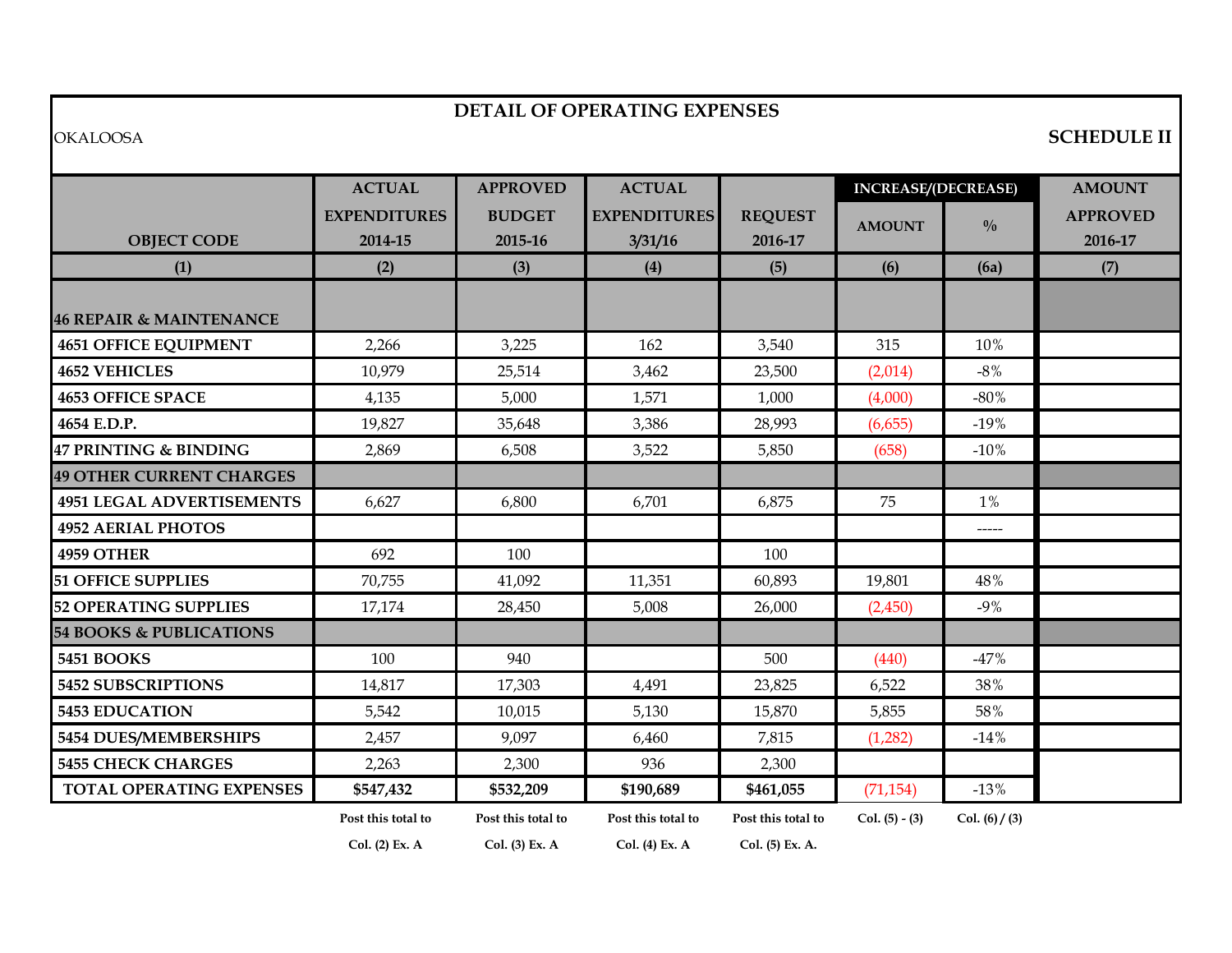# DETAIL OF OPERATING EXPENSES

OKALOOSA

**SCHEDULE II**

| OBJECT CODE | ACTUAL EXPENDITURES 2014-15 | APPROVED BUDGET 2015-16 | ACTUAL EXPENDITURES 3/31/16 | REQUEST 2016-17 | INCREASE/(DECREASE) AMOUNT | INCREASE/(DECREASE) % | AMOUNT APPROVED 2016-17 |
|---|---|---|---|---|---|---|---|
| (1) | (2) | (3) | (4) | (5) | (6) | (6a) | (7) |
| **46 REPAIR & MAINTENANCE** | | | | | | | |
| **4651 OFFICE EQUIPMENT** | 2,266 | 3,225 | 162 | 3,540 | 315 | 10% | |
| **4652 VEHICLES** | 10,979 | 25,514 | 3,462 | 23,500 | (2,014) | -8% | |
| **4653 OFFICE SPACE** | 4,135 | 5,000 | 1,571 | 1,000 | (4,000) | -80% | |
| **4654 E.D.P.** | 19,827 | 35,648 | 3,386 | 28,993 | (6,655) | -19% | |
| **47 PRINTING & BINDING** | 2,869 | 6,508 | 3,522 | 5,850 | (658) | -10% | |
| **49 OTHER CURRENT CHARGES** | | | | | | | |
| **4951 LEGAL ADVERTISEMENTS** | 6,627 | 6,800 | 6,701 | 6,875 | 75 | 1% | |
| **4952 AERIAL PHOTOS** | | | | | | ----- | |
| **4959 OTHER** | 692 | 100 | | 100 | | | |
| **51 OFFICE SUPPLIES** | 70,755 | 41,092 | 11,351 | 60,893 | 19,801 | 48% | |
| **52 OPERATING SUPPLIES** | 17,174 | 28,450 | 5,008 | 26,000 | (2,450) | -9% | |
| **54 BOOKS & PUBLICATIONS** | | | | | | | |
| **5451 BOOKS** | 100 | 940 | | 500 | (440) | -47% | |
| **5452 SUBSCRIPTIONS** | 14,817 | 17,303 | 4,491 | 23,825 | 6,522 | 38% | |
| **5453 EDUCATION** | 5,542 | 10,015 | 5,130 | 15,870 | 5,855 | 58% | |
| **5454 DUES/MEMBERSHIPS** | 2,457 | 9,097 | 6,460 | 7,815 | (1,282) | -14% | |
| **5455 CHECK CHARGES** | 2,263 | 2,300 | 936 | 2,300 | | | |
| **TOTAL OPERATING EXPENSES** | **$547,432** | **$532,209** | **$190,689** | **$461,055** | (71,154) | -13% | |
| | **Post this total to Col. (2) Ex. A** | **Post this total to Col. (3) Ex. A** | **Post this total to Col. (4) Ex. A** | **Post this total to Col. (5) Ex. A.** | **Col. (5) - (3)** | **Col. (6) / (3)** | |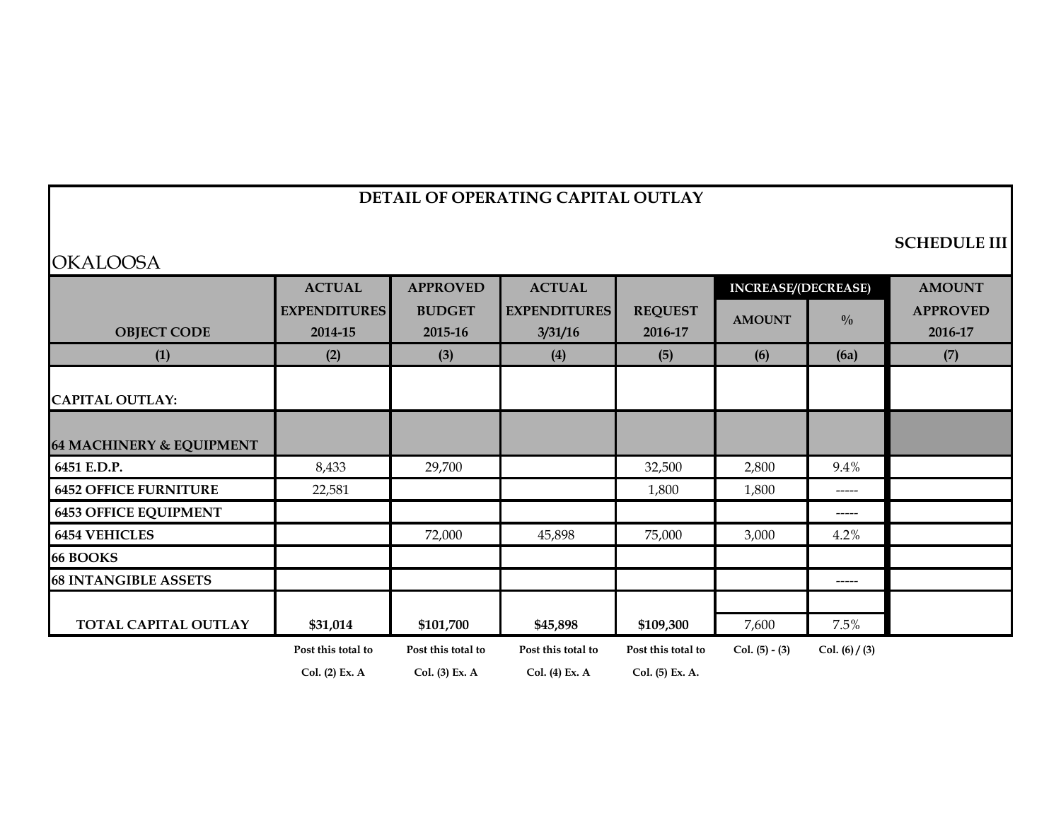# DETAIL OF OPERATING CAPITAL OUTLAY

**SCHEDULE III**

OKALOOSA

| OBJECT CODE | ACTUAL EXPENDITURES 2014-15 | APPROVED BUDGET 2015-16 | ACTUAL EXPENDITURES 3/31/16 | REQUEST 2016-17 | INCREASE/(DECREASE) AMOUNT | INCREASE/(DECREASE) % | AMOUNT APPROVED 2016-17 |
|---|---|---|---|---|---|---|---|
| (1) | (2) | (3) | (4) | (5) | (6) | (6a) | (7) |
| **CAPITAL OUTLAY:** | | | | | | | |
| **64 MACHINERY & EQUIPMENT** | | | | | | | |
| **6451 E.D.P.** | 8,433 | 29,700 | | 32,500 | 2,800 | 9.4% | |
| **6452 OFFICE FURNITURE** | 22,581 | | | 1,800 | 1,800 | ----- | |
| **6453 OFFICE EQUIPMENT** | | | | | | ----- | |
| **6454 VEHICLES** | | 72,000 | 45,898 | 75,000 | 3,000 | 4.2% | |
| **66 BOOKS** | | | | | | | |
| **68 INTANGIBLE ASSETS** | | | | | | ----- | |
| **TOTAL CAPITAL OUTLAY** | **$31,014** | **$101,700** | **$45,898** | **$109,300** | 7,600 | 7.5% | |
| | Post this total to Col. (2) Ex. A | Post this total to Col. (3) Ex. A | Post this total to Col. (4) Ex. A | Post this total to Col. (5) Ex. A. | Col. (5) - (3) | Col. (6) / (3) | |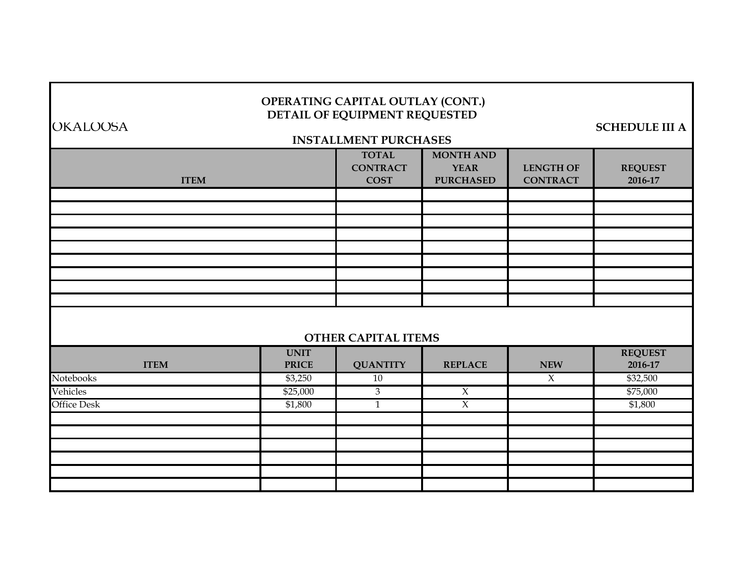# OPERATING CAPITAL OUTLAY (CONT.)
## DETAIL OF EQUIPMENT REQUESTED

OKALOOSA

SCHEDULE III A

### INSTALLMENT PURCHASES

| ITEM | TOTAL CONTRACT COST | MONTH AND YEAR PURCHASED | LENGTH OF CONTRACT | REQUEST 2016-17 |
|---|---|---|---|---|
| | | | | |
| | | | | |
| | | | | |
| | | | | |
| | | | | |
| | | | | |
| | | | | |
| | | | | |
| | | | | |

### OTHER CAPITAL ITEMS

| ITEM | UNIT PRICE | QUANTITY | REPLACE | NEW | REQUEST 2016-17 |
|---|---|---|---|---|---|
| Notebooks | $3,250 | 10 | | X | $32,500 |
| Vehicles | $25,000 | 3 | X | | $75,000 |
| Office Desk | $1,800 | 1 | X | | $1,800 |
| | | | | | |
| | | | | | |
| | | | | | |
| | | | | | |
| | | | | | |
| | | | | | |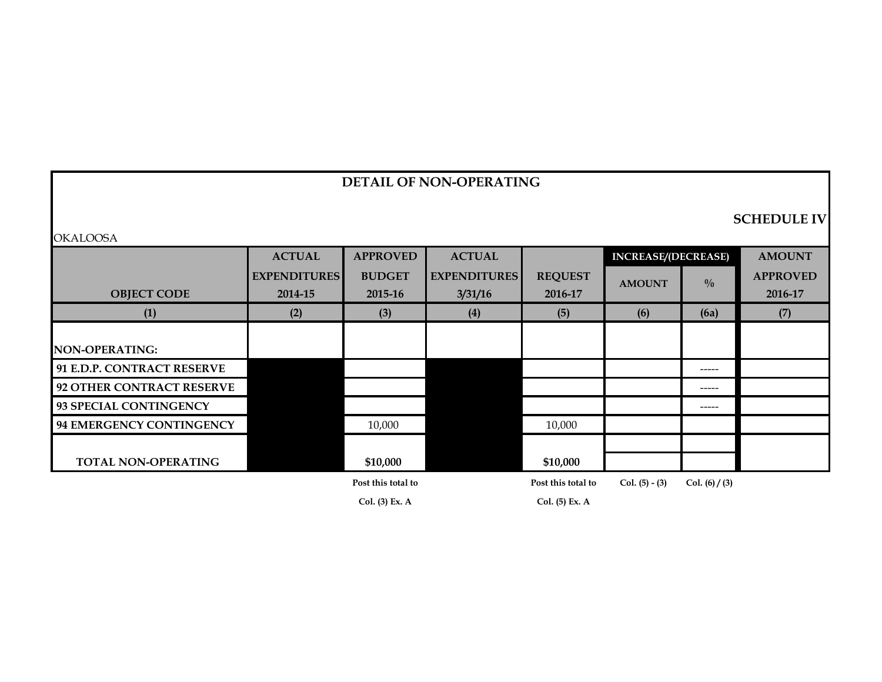# DETAIL OF NON-OPERATING

**SCHEDULE IV**

OKALOOSA

| OBJECT CODE | ACTUAL EXPENDITURES 2014-15 | APPROVED BUDGET 2015-16 | ACTUAL EXPENDITURES 3/31/16 | REQUEST 2016-17 | INCREASE/(DECREASE) AMOUNT | INCREASE/(DECREASE) % | AMOUNT APPROVED 2016-17 |
|---|---|---|---|---|---|---|---|
| (1) | (2) | (3) | (4) | (5) | (6) | (6a) | (7) |
| **NON-OPERATING:** | | | | | | | |
| **91 E.D.P. CONTRACT RESERVE** | | | | | | ----- | |
| **92 OTHER CONTRACT RESERVE** | | | | | | ----- | |
| **93 SPECIAL CONTINGENCY** | | | | | | ----- | |
| **94 EMERGENCY CONTINGENCY** | | 10,000 | | 10,000 | | | |
| **TOTAL NON-OPERATING** | | **$10,000** | | **$10,000** | | | |
| | | **Post this total to Col. (3) Ex. A** | | **Post this total to Col. (5) Ex. A** | **Col. (5) - (3)** | **Col. (6) / (3)** | |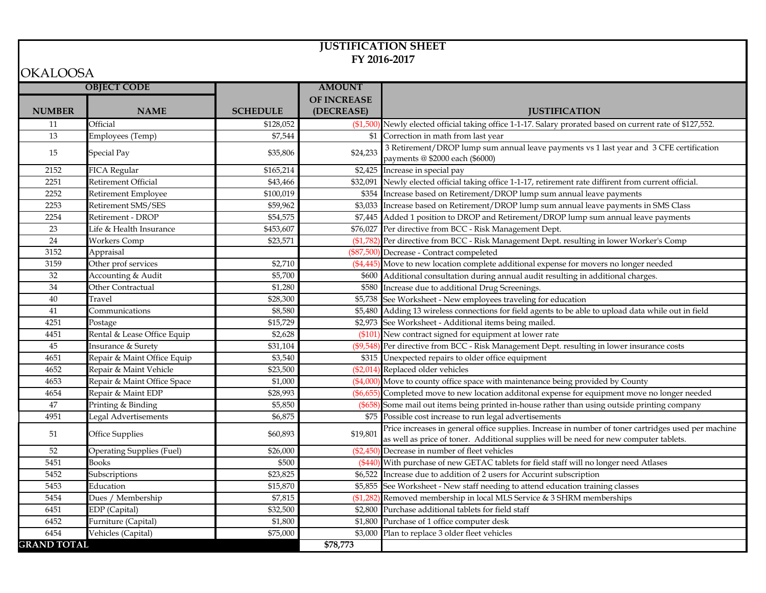# JUSTIFICATION SHEET
## FY 2016-2017

OKALOOSA

| OBJECT CODE | | SCHEDULE | AMOUNT OF INCREASE (DECREASE) | JUSTIFICATION |
|---|---|---|---|---|
| NUMBER | NAME | | | |
| 11 | Official | $128,052 | ($1,500) | Newly elected official taking office 1-1-17. Salary prorated based on current rate of $127,552. |
| 13 | Employees (Temp) | $7,544 | $1 | Correction in math from last year |
| 15 | Special Pay | $35,806 | $24,233 | 3 Retirement/DROP lump sum annual leave payments vs 1 last year and 3 CFE certification payments @ $2000 each ($6000) |
| 2152 | FICA Regular | $165,214 | $2,425 | Increase in special pay |
| 2251 | Retirement Official | $43,466 | $32,091 | Newly elected official taking office 1-1-17, retirement rate diffirent from current official. |
| 2252 | Retirement Employee | $100,019 | $354 | Increase based on Retirement/DROP lump sum annual leave payments |
| 2253 | Retirement SMS/SES | $59,962 | $3,033 | Increase based on Retirement/DROP lump sum annual leave payments in SMS Class |
| 2254 | Retirement - DROP | $54,575 | $7,445 | Added 1 position to DROP and Retirement/DROP lump sum annual leave payments |
| 23 | Life & Health Insurance | $453,607 | $76,027 | Per directive from BCC - Risk Management Dept. |
| 24 | Workers Comp | $23,571 | ($1,782) | Per directive from BCC - Risk Management Dept. resulting in lower Worker's Comp |
| 3152 | Appraisal | | ($87,500) | Decrease - Contract compeleted |
| 3159 | Other prof services | $2,710 | ($4,445) | Move to new location complete additional expense for movers no longer needed |
| 32 | Accounting & Audit | $5,700 | $600 | Additional consultation during annual audit resulting in additional charges. |
| 34 | Other Contractual | $1,280 | $580 | Increase due to additional Drug Screenings. |
| 40 | Travel | $28,300 | $5,738 | See Worksheet - New employees traveling for education |
| 41 | Communications | $8,580 | $5,480 | Adding 13 wireless connections for field agents to be able to upload data while out in field |
| 4251 | Postage | $15,729 | $2,973 | See Worksheet - Additional items being mailed. |
| 4451 | Rental & Lease Office Equip | $2,628 | ($101) | New contract signed for equipment at lower rate |
| 45 | Insurance & Surety | $31,104 | ($9,548) | Per directive from BCC - Risk Management Dept. resulting in lower insurance costs |
| 4651 | Repair & Maint Office Equip | $3,540 | $315 | Unexpected repairs to older office equipment |
| 4652 | Repair & Maint Vehicle | $23,500 | ($2,014) | Replaced older vehicles |
| 4653 | Repair & Maint Office Space | $1,000 | ($4,000) | Move to county office space with maintenance being provided by County |
| 4654 | Repair & Maint EDP | $28,993 | ($6,655) | Completed move to new location additonal expense for equipment move no longer needed |
| 47 | Printing & Binding | $5,850 | ($658) | Some mail out items being printed in-house rather than using outside printing company |
| 4951 | Legal Advertisements | $6,875 | $75 | Possible cost increase to run legal advertisements |
| 51 | Office Supplies | $60,893 | $19,801 | Price increases in general office supplies. Increase in number of toner cartridges used per machine as well as price of toner. Additional supplies will be need for new computer tablets. |
| 52 | Operating Supplies (Fuel) | $26,000 | ($2,450) | Decrease in number of fleet vehicles |
| 5451 | Books | $500 | ($440) | With purchase of new GETAC tablets for field staff will no longer need Atlases |
| 5452 | Subscriptions | $23,825 | $6,522 | Increase due to addition of 2 users for Accurint subscription |
| 5453 | Education | $15,870 | $5,855 | See Worksheet - New staff needing to attend education training classes |
| 5454 | Dues / Membership | $7,815 | ($1,282) | Removed membership in local MLS Service & 3 SHRM memberships |
| 6451 | EDP (Capital) | $32,500 | $2,800 | Purchase additional tablets for field staff |
| 6452 | Furniture (Capital) | $1,800 | $1,800 | Purchase of 1 office computer desk |
| 6454 | Vehicles (Capital) | $75,000 | $3,000 | Plan to replace 3 older fleet vehicles |
| **GRAND TOTAL** | | | **$78,773** | |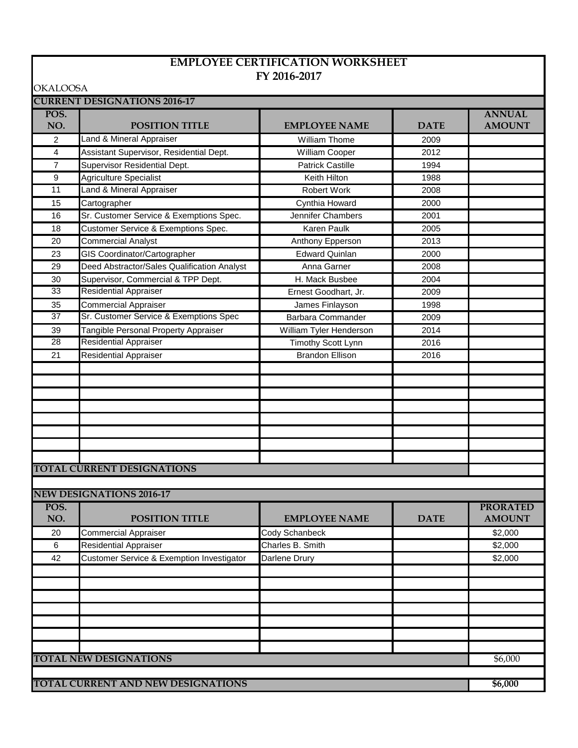# EMPLOYEE CERTIFICATION WORKSHEET
## FY 2016-2017

OKALOOSA

**CURRENT DESIGNATIONS 2016-17**

| POS. NO. | POSITION TITLE | EMPLOYEE NAME | DATE | ANNUAL AMOUNT |
|---|---|---|---|---|
| 2 | Land & Mineral Appraiser | William Thome | 2009 | |
| 4 | Assistant Supervisor, Residential Dept. | William Cooper | 2012 | |
| 7 | Supervisor Residential Dept. | Patrick Castille | 1994 | |
| 9 | Agriculture Specialist | Keith Hilton | 1988 | |
| 11 | Land & Mineral Appraiser | Robert Work | 2008 | |
| 15 | Cartographer | Cynthia Howard | 2000 | |
| 16 | Sr. Customer Service & Exemptions Spec. | Jennifer Chambers | 2001 | |
| 18 | Customer Service & Exemptions Spec. | Karen Paulk | 2005 | |
| 20 | Commercial Analyst | Anthony Epperson | 2013 | |
| 23 | GIS Coordinator/Cartographer | Edward Quinlan | 2000 | |
| 29 | Deed Abstractor/Sales Qualification Analyst | Anna Garner | 2008 | |
| 30 | Supervisor, Commercial & TPP Dept. | H. Mack Busbee | 2004 | |
| 33 | Residential Appraiser | Ernest Goodhart, Jr. | 2009 | |
| 35 | Commercial Appraiser | James Finlayson | 1998 | |
| 37 | Sr. Customer Service & Exemptions Spec | Barbara Commander | 2009 | |
| 39 | Tangible Personal Property Appraiser | William Tyler Henderson | 2014 | |
| 28 | Residential Appraiser | Timothy Scott Lynn | 2016 | |
| 21 | Residential Appraiser | Brandon Ellison | 2016 | |
| | | | | |
| | | | | |
| | | | | |
| | | | | |
| | | | | |
| | | | | |
| | | | | |
| | | | | |
| **TOTAL CURRENT DESIGNATIONS** | | | | |

**NEW DESIGNATIONS 2016-17**

| POS. NO. | POSITION TITLE | EMPLOYEE NAME | DATE | PRORATED AMOUNT |
|---|---|---|---|---|
| 20 | Commercial Appraiser | Cody Schanbeck | | $2,000 |
| 6 | Residential Appraiser | Charles B. Smith | | $2,000 |
| 42 | Customer Service & Exemption Investigator | Darlene Drury | | $2,000 |
| | | | | |
| | | | | |
| | | | | |
| | | | | |
| | | | | |
| | | | | |
| | | | | |
| **TOTAL NEW DESIGNATIONS** | | | | $6,000 |
| **TOTAL CURRENT AND NEW DESIGNATIONS** | | | | **$6,000** |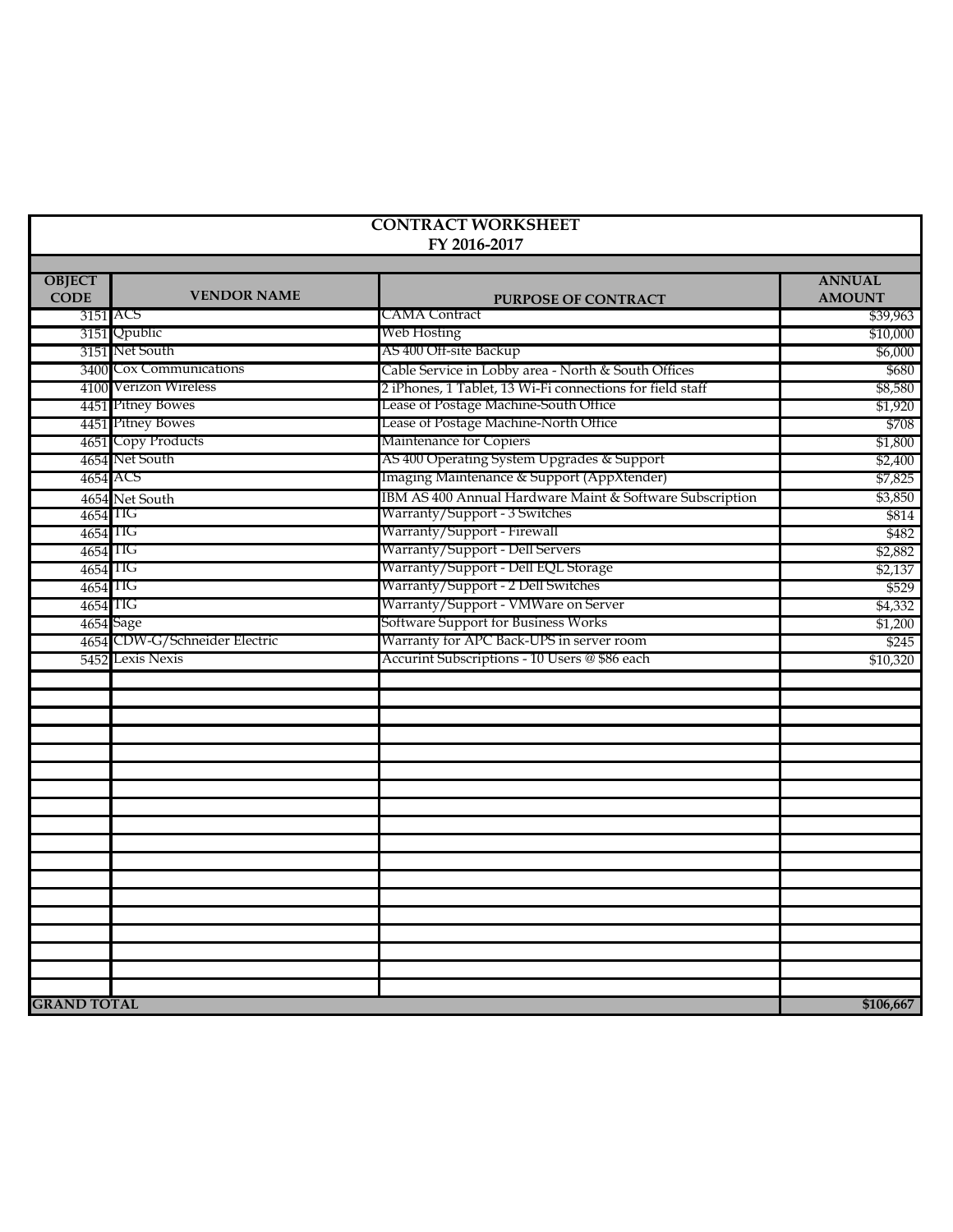# CONTRACT WORKSHEET
## FY 2016-2017

| OBJECT CODE | VENDOR NAME | PURPOSE OF CONTRACT | ANNUAL AMOUNT |
|---|---|---|---|
| 3151 | ACS | CAMA Contract | $39,963 |
| 3151 | Qpublic | Web Hosting | $10,000 |
| 3151 | Net South | AS 400 Off-site Backup | $6,000 |
| 3400 | Cox Communications | Cable Service in Lobby area - North & South Offices | $680 |
| 4100 | Verizon Wireless | 2 iPhones, 1 Tablet, 13 Wi-Fi connections for field staff | $8,580 |
| 4451 | Pitney Bowes | Lease of Postage Machine-South Office | $1,920 |
| 4451 | Pitney Bowes | Lease of Postage Machine-North Office | $708 |
| 4651 | Copy Products | Maintenance for Copiers | $1,800 |
| 4654 | Net South | AS 400 Operating System Upgrades & Support | $2,400 |
| 4654 | ACS | Imaging Maintenance & Support (AppXtender) | $7,825 |
| 4654 | Net South | IBM AS 400 Annual Hardware Maint & Software Subscription | $3,850 |
| 4654 | TIG | Warranty/Support - 3 Switches | $814 |
| 4654 | TIG | Warranty/Support - Firewall | $482 |
| 4654 | TIG | Warranty/Support - Dell Servers | $2,882 |
| 4654 | TIG | Warranty/Support - Dell EQL Storage | $2,137 |
| 4654 | TIG | Warranty/Support - 2 Dell Switches | $529 |
| 4654 | TIG | Warranty/Support - VMWare on Server | $4,332 |
| 4654 | Sage | Software Support for Business Works | $1,200 |
| 4654 | CDW-G/Schneider Electric | Warranty for APC Back-UPS in server room | $245 |
| 5452 | Lexis Nexis | Accurint Subscriptions - 10 Users @ $86 each | $10,320 |
| **GRAND TOTAL** | | | **$106,667** |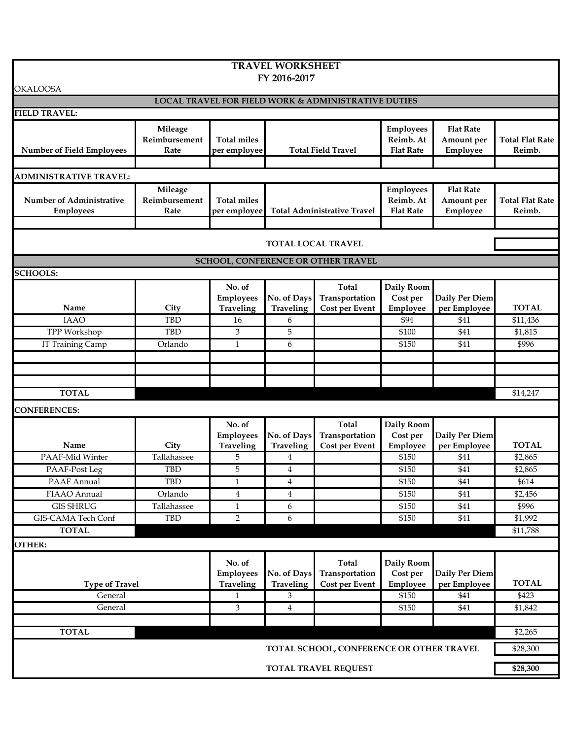# TRAVEL WORKSHEET
## FY 2016-2017

OKALOOSA

### LOCAL TRAVEL FOR FIELD WORK & ADMINISTRATIVE DUTIES

**FIELD TRAVEL:**

| Number of Field Employees | Mileage Reimbursement Rate | Total miles per employee | Total Field Travel | Employees Reimb. At Flat Rate | Flat Rate Amount per Employee | Total Flat Rate Reimb. |
|---|---|---|---|---|---|---|
| | | | | | | |

**ADMINISTRATIVE TRAVEL:**

| Number of Administrative Employees | Mileage Reimbursement Rate | Total miles per employee | Total Administrative Travel | Employees Reimb. At Flat Rate | Flat Rate Amount per Employee | Total Flat Rate Reimb. |
|---|---|---|---|---|---|---|
| | | | | | | |

**TOTAL LOCAL TRAVEL**

### SCHOOL, CONFERENCE OR OTHER TRAVEL

**SCHOOLS:**

| Name | City | No. of Employees Traveling | No. of Days Traveling | Total Transportation Cost per Event | Daily Room Cost per Employee | Daily Per Diem per Employee | TOTAL |
|---|---|---|---|---|---|---|---|
| IAAO | TBD | 16 | 6 | | $94 | $41 | $11,436 |
| TPP Workshop | TBD | 3 | 5 | | $100 | $41 | $1,815 |
| IT Training Camp | Orlando | 1 | 6 | | $150 | $41 | $996 |
| | | | | | | | |
| | | | | | | | |
| | | | | | | | |
| **TOTAL** | | | | | | | $14,247 |

**CONFERENCES:**

| Name | City | No. of Employees Traveling | No. of Days Traveling | Total Transportation Cost per Event | Daily Room Cost per Employee | Daily Per Diem per Employee | TOTAL |
|---|---|---|---|---|---|---|---|
| PAAF-Mid Winter | Tallahassee | 5 | 4 | | $150 | $41 | $2,865 |
| PAAF-Post Leg | TBD | 5 | 4 | | $150 | $41 | $2,865 |
| PAAF Annual | TBD | 1 | 4 | | $150 | $41 | $614 |
| FIAAO Annual | Orlando | 4 | 4 | | $150 | $41 | $2,456 |
| GIS SHRUG | Tallahassee | 1 | 6 | | $150 | $41 | $996 |
| GIS-CAMA Tech Conf | TBD | 2 | 6 | | $150 | $41 | $1,992 |
| **TOTAL** | | | | | | | $11,788 |

**OTHER:**

| Type of Travel | No. of Employees Traveling | No. of Days Traveling | Total Transportation Cost per Event | Daily Room Cost per Employee | Daily Per Diem per Employee | TOTAL |
|---|---|---|---|---|---|---|
| General | 1 | 3 | | $150 | $41 | $423 |
| General | 3 | 4 | | $150 | $41 | $1,842 |
| | | | | | | |
| **TOTAL** | | | | | | $2,265 |

**TOTAL SCHOOL, CONFERENCE OR OTHER TRAVEL** $28,300

**TOTAL TRAVEL REQUEST** **$28,300**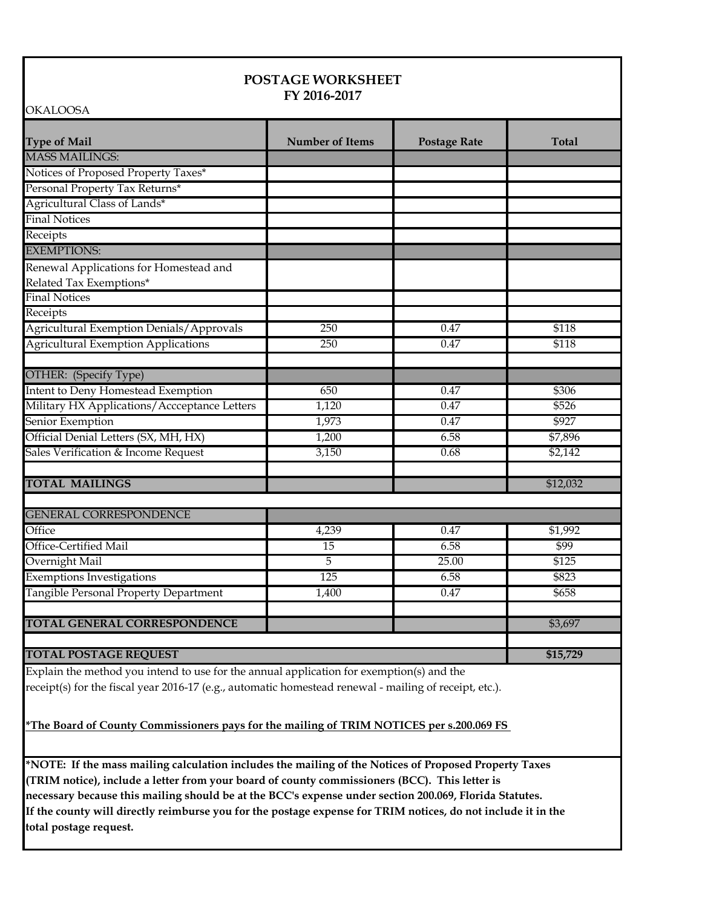# POSTAGE WORKSHEET
## FY 2016-2017

OKALOOSA

| Type of Mail | Number of Items | Postage Rate | Total |
|---|---|---|---|
| MASS MAILINGS: | | | |
| Notices of Proposed Property Taxes* | | | |
| Personal Property Tax Returns* | | | |
| Agricultural Class of Lands* | | | |
| Final Notices | | | |
| Receipts | | | |
| EXEMPTIONS: | | | |
| Renewal Applications for Homestead and Related Tax Exemptions* | | | |
| Final Notices | | | |
| Receipts | | | |
| Agricultural Exemption Denials/Approvals | 250 | 0.47 | $118 |
| Agricultural Exemption Applications | 250 | 0.47 | $118 |
| | | | |
| OTHER: (Specify Type) | | | |
| Intent to Deny Homestead Exemption | 650 | 0.47 | $306 |
| Military HX Applications/Accceptance Letters | 1,120 | 0.47 | $526 |
| Senior Exemption | 1,973 | 0.47 | $927 |
| Official Denial Letters (SX, MH, HX) | 1,200 | 6.58 | $7,896 |
| Sales Verification & Income Request | 3,150 | 0.68 | $2,142 |
| | | | |
| **TOTAL MAILINGS** | | | $12,032 |
| | | | |
| GENERAL CORRESPONDENCE | | | |
| Office | 4,239 | 0.47 | $1,992 |
| Office-Certified Mail | 15 | 6.58 | $99 |
| Overnight Mail | 5 | 25.00 | $125 |
| Exemptions Investigations | 125 | 6.58 | $823 |
| Tangible Personal Property Department | 1,400 | 0.47 | $658 |
| | | | |
| **TOTAL GENERAL CORRESPONDENCE** | | | $3,697 |
| | | | |
| **TOTAL POSTAGE REQUEST** | | | **$15,729** |

Explain the method you intend to use for the annual application for exemption(s) and the receipt(s) for the fiscal year 2016-17 (e.g., automatic homestead renewal - mailing of receipt, etc.).

**\*The Board of County Commissioners pays for the mailing of TRIM NOTICES per s.200.069 FS**

**\*NOTE: If the mass mailing calculation includes the mailing of the Notices of Proposed Property Taxes (TRIM notice), include a letter from your board of county commissioners (BCC). This letter is necessary because this mailing should be at the BCC's expense under section 200.069, Florida Statutes. If the county will directly reimburse you for the postage expense for TRIM notices, do not include it in the total postage request.**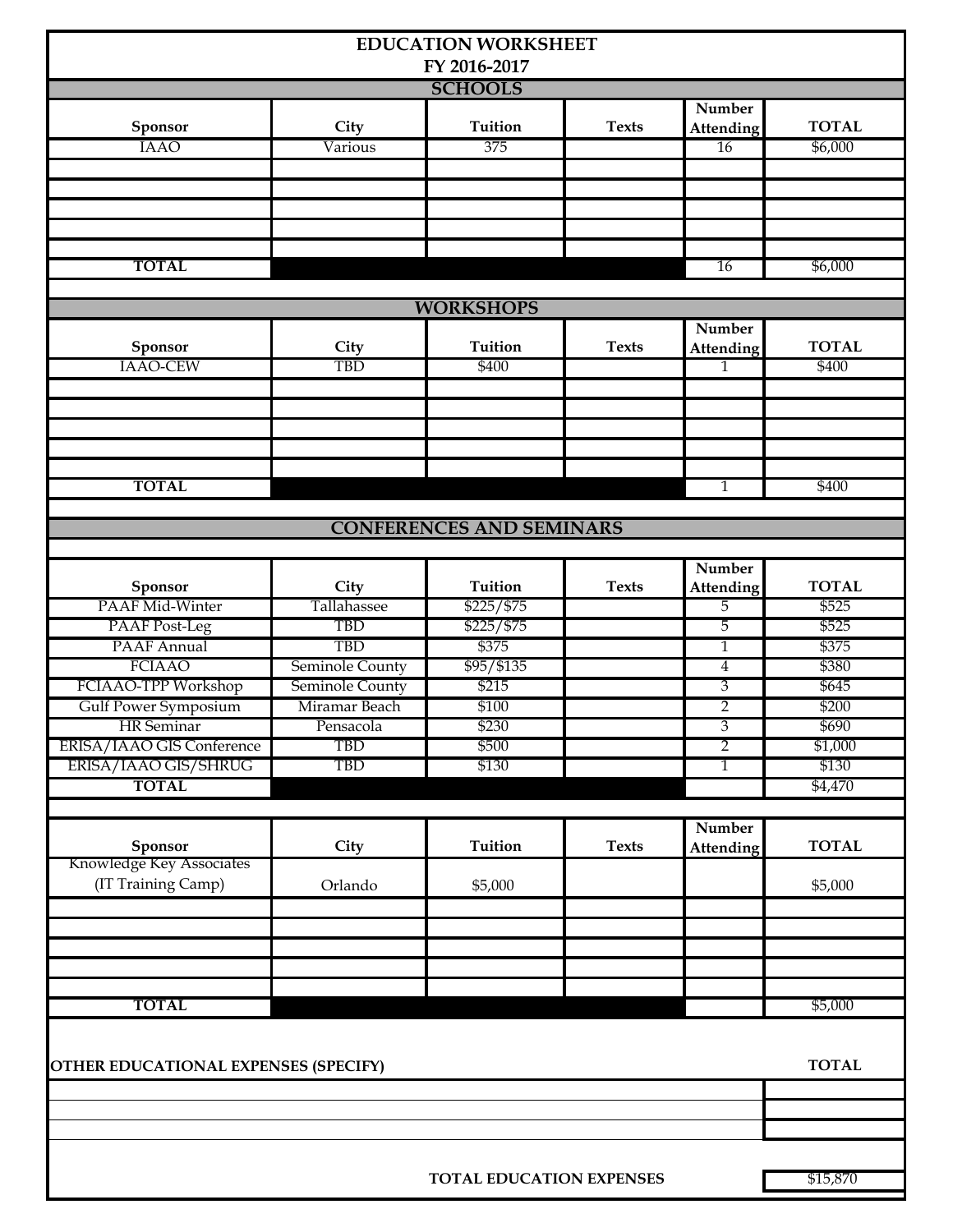# EDUCATION WORKSHEET
## FY 2016-2017

### SCHOOLS

| Sponsor | City | Tuition | Texts | Number Attending | TOTAL |
|---|---|---|---|---|---|
| IAAO | Various | 375 | | 16 | $6,000 |
| | | | | | |
| | | | | | |
| | | | | | |
| | | | | | |
| | | | | | |
| TOTAL | | | | 16 | $6,000 |

### WORKSHOPS

| Sponsor | City | Tuition | Texts | Number Attending | TOTAL |
|---|---|---|---|---|---|
| IAAO-CEW | TBD | $400 | | 1 | $400 |
| | | | | | |
| | | | | | |
| | | | | | |
| | | | | | |
| | | | | | |
| TOTAL | | | | 1 | $400 |

### CONFERENCES AND SEMINARS

| Sponsor | City | Tuition | Texts | Number Attending | TOTAL |
|---|---|---|---|---|---|
| PAAF Mid-Winter | Tallahassee | $225/$75 | | 5 | $525 |
| PAAF Post-Leg | TBD | $225/$75 | | 5 | $525 |
| PAAF Annual | TBD | $375 | | 1 | $375 |
| FCIAAO | Seminole County | $95/$135 | | 4 | $380 |
| FCIAAO-TPP Workshop | Seminole County | $215 | | 3 | $645 |
| Gulf Power Symposium | Miramar Beach | $100 | | 2 | $200 |
| HR Seminar | Pensacola | $230 | | 3 | $690 |
| ERISA/IAAO GIS Conference | TBD | $500 | | 2 | $1,000 |
| ERISA/IAAO GIS/SHRUG | TBD | $130 | | 1 | $130 |
| TOTAL | | | | | $4,470 |

| Sponsor | City | Tuition | Texts | Number Attending | TOTAL |
|---|---|---|---|---|---|
| Knowledge Key Associates (IT Training Camp) | Orlando | $5,000 | | | $5,000 |
| | | | | | |
| | | | | | |
| | | | | | |
| | | | | | |
| | | | | | |
| TOTAL | | | | | $5,000 |

| OTHER EDUCATIONAL EXPENSES (SPECIFY) | TOTAL |
|---|---|
| | |
| | |
| | |

**TOTAL EDUCATION EXPENSES** $15,870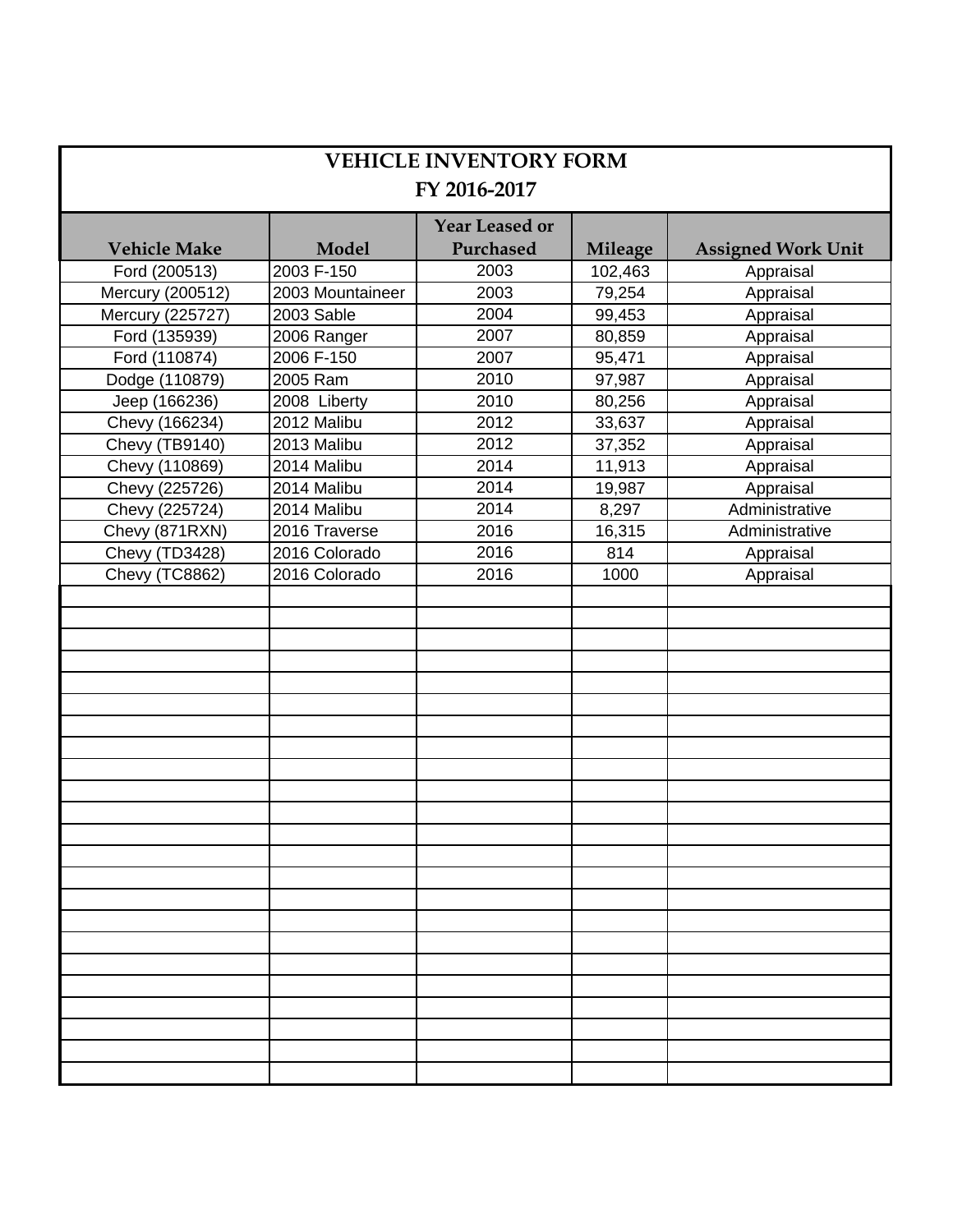# VEHICLE INVENTORY FORM
## FY 2016-2017

| Vehicle Make | Model | Year Leased or Purchased | Mileage | Assigned Work Unit |
|---|---|---|---|---|
| Ford (200513) | 2003 F-150 | 2003 | 102,463 | Appraisal |
| Mercury (200512) | 2003 Mountaineer | 2003 | 79,254 | Appraisal |
| Mercury (225727) | 2003 Sable | 2004 | 99,453 | Appraisal |
| Ford (135939) | 2006 Ranger | 2007 | 80,859 | Appraisal |
| Ford (110874) | 2006 F-150 | 2007 | 95,471 | Appraisal |
| Dodge (110879) | 2005 Ram | 2010 | 97,987 | Appraisal |
| Jeep (166236) | 2008 Liberty | 2010 | 80,256 | Appraisal |
| Chevy (166234) | 2012 Malibu | 2012 | 33,637 | Appraisal |
| Chevy (TB9140) | 2013 Malibu | 2012 | 37,352 | Appraisal |
| Chevy (110869) | 2014 Malibu | 2014 | 11,913 | Appraisal |
| Chevy (225726) | 2014 Malibu | 2014 | 19,987 | Appraisal |
| Chevy (225724) | 2014 Malibu | 2014 | 8,297 | Administrative |
| Chevy (871RXN) | 2016 Traverse | 2016 | 16,315 | Administrative |
| Chevy (TD3428) | 2016 Colorado | 2016 | 814 | Appraisal |
| Chevy (TC8862) | 2016 Colorado | 2016 | 1000 | Appraisal |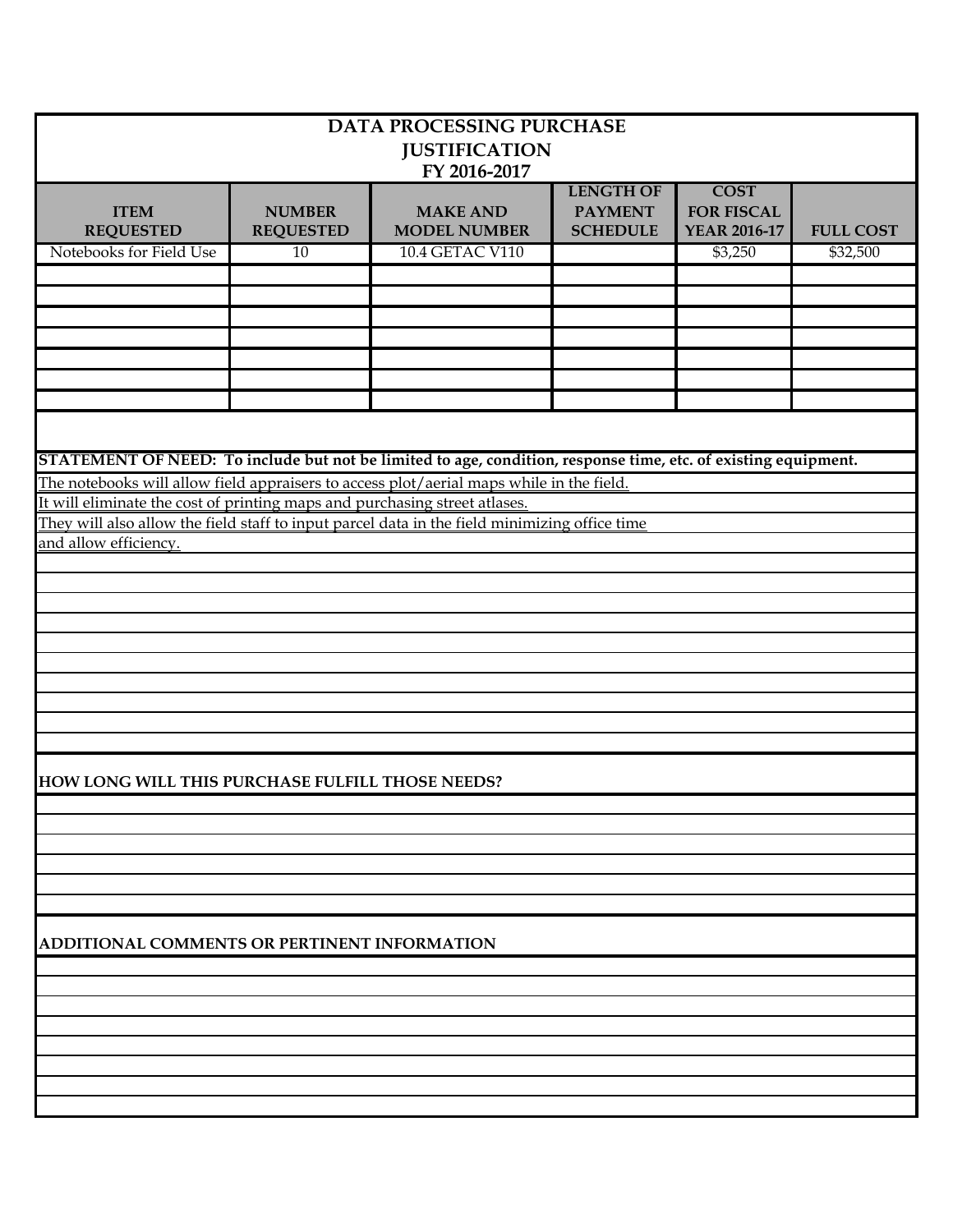# DATA PROCESSING PURCHASE JUSTIFICATION FY 2016-2017

| ITEM REQUESTED | NUMBER REQUESTED | MAKE AND MODEL NUMBER | LENGTH OF PAYMENT SCHEDULE | COST FOR FISCAL YEAR 2016-17 | FULL COST |
|---|---|---|---|---|---|
| Notebooks for Field Use | 10 | 10.4 GETAC V110 | | $3,250 | $32,500 |
| | | | | | |
| | | | | | |
| | | | | | |
| | | | | | |
| | | | | | |
| | | | | | |
| | | | | | |

**STATEMENT OF NEED: To include but not be limited to age, condition, response time, etc. of existing equipment.**

The notebooks will allow field appraisers to access plot/aerial maps while in the field.
It will eliminate the cost of printing maps and purchasing street atlases.
They will also allow the field staff to input parcel data in the field minimizing office time
and allow efficiency.

**HOW LONG WILL THIS PURCHASE FULFILL THOSE NEEDS?**

**ADDITIONAL COMMENTS OR PERTINENT INFORMATION**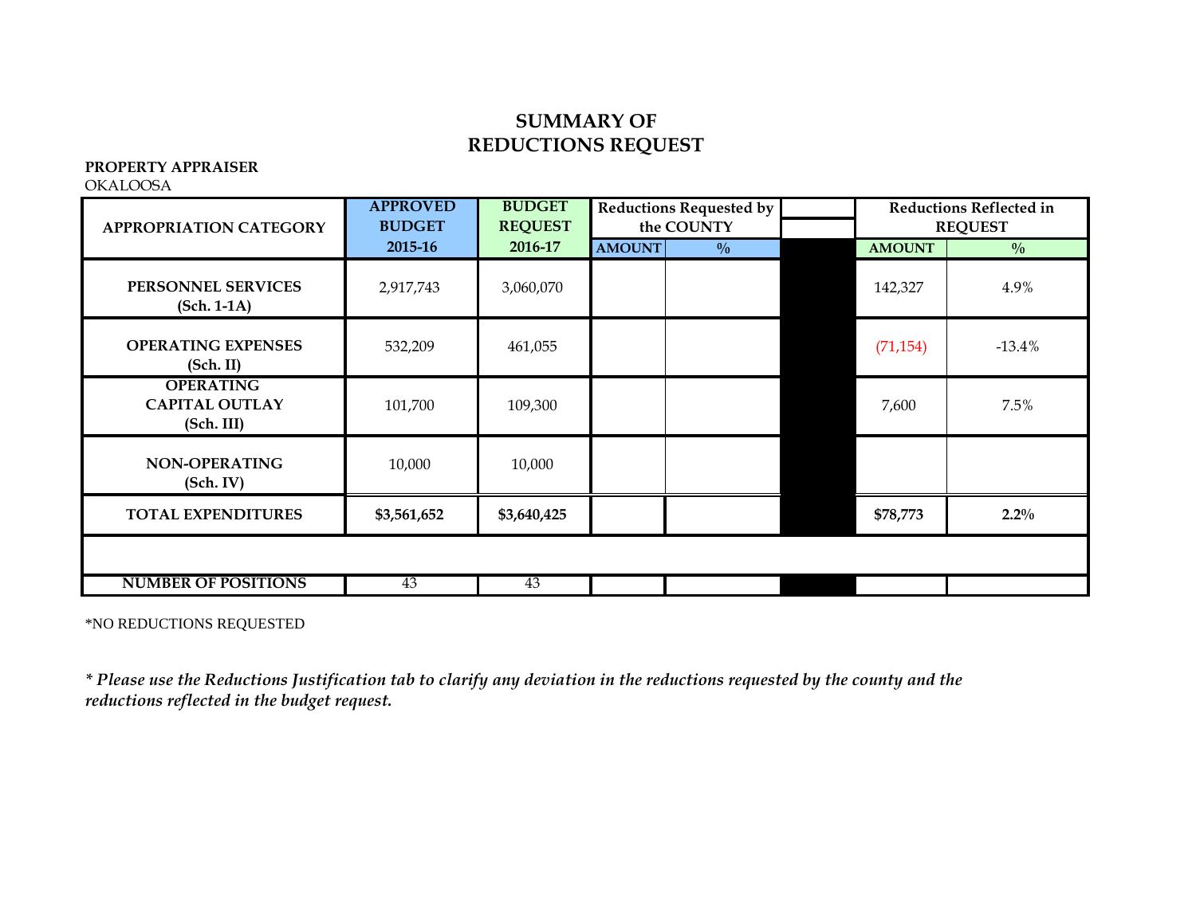# SUMMARY OF
# REDUCTIONS REQUEST

**PROPERTY APPRAISER**
OKALOOSA

| APPROPRIATION CATEGORY | APPROVED BUDGET 2015-16 | BUDGET REQUEST 2016-17 | Reductions Requested by the COUNTY | | | Reductions Reflected in REQUEST | |
|---|---|---|---|---|---|---|---|
| | | | AMOUNT | % | | AMOUNT | % |
| PERSONNEL SERVICES (Sch. 1-1A) | 2,917,743 | 3,060,070 | | | | 142,327 | 4.9% |
| OPERATING EXPENSES (Sch. II) | 532,209 | 461,055 | | | | (71,154) | -13.4% |
| OPERATING CAPITAL OUTLAY (Sch. III) | 101,700 | 109,300 | | | | 7,600 | 7.5% |
| NON-OPERATING (Sch. IV) | 10,000 | 10,000 | | | | | |
| **TOTAL EXPENDITURES** | **$3,561,652** | **$3,640,425** | | | | **$78,773** | **2.2%** |
| | | | | | | | |
| **NUMBER OF POSITIONS** | 43 | 43 | | | | | |

*NO REDUCTIONS REQUESTED

***\* Please use the Reductions Justification tab to clarify any deviation in the reductions requested by the county and the reductions reflected in the budget request.***